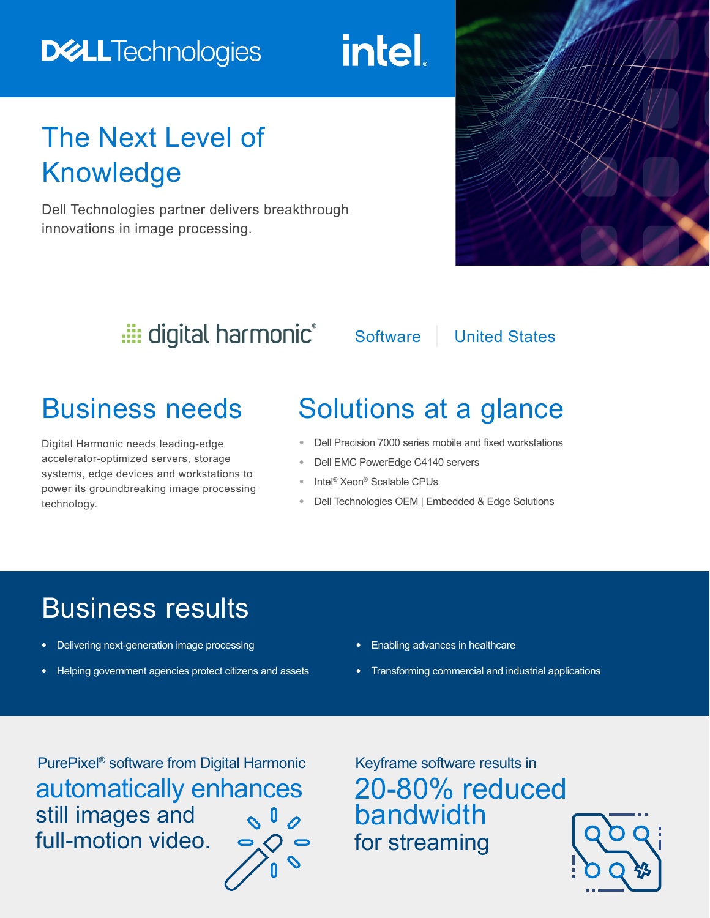Dell Technologies | intel

# The Next Level of Knowledge

Dell Technologies partner delivers breakthrough innovations in image processing.

digital harmonic® | Software | United States

## Business needs

Digital Harmonic needs leading-edge accelerator-optimized servers, storage systems, edge devices and workstations to power its groundbreaking image processing technology.

## Solutions at a glance

- Dell Precision 7000 series mobile and fixed workstations
- Dell EMC PowerEdge C4140 servers
- Intel® Xeon® Scalable CPUs
- Dell Technologies OEM | Embedded & Edge Solutions

## Business results

- Delivering next-generation image processing
- Helping government agencies protect citizens and assets
- Enabling advances in healthcare
- Transforming commercial and industrial applications

PurePixel® software from Digital Harmonic **automatically enhances** still images and full-motion video.

Keyframe software results in **20-80% reduced bandwidth** for streaming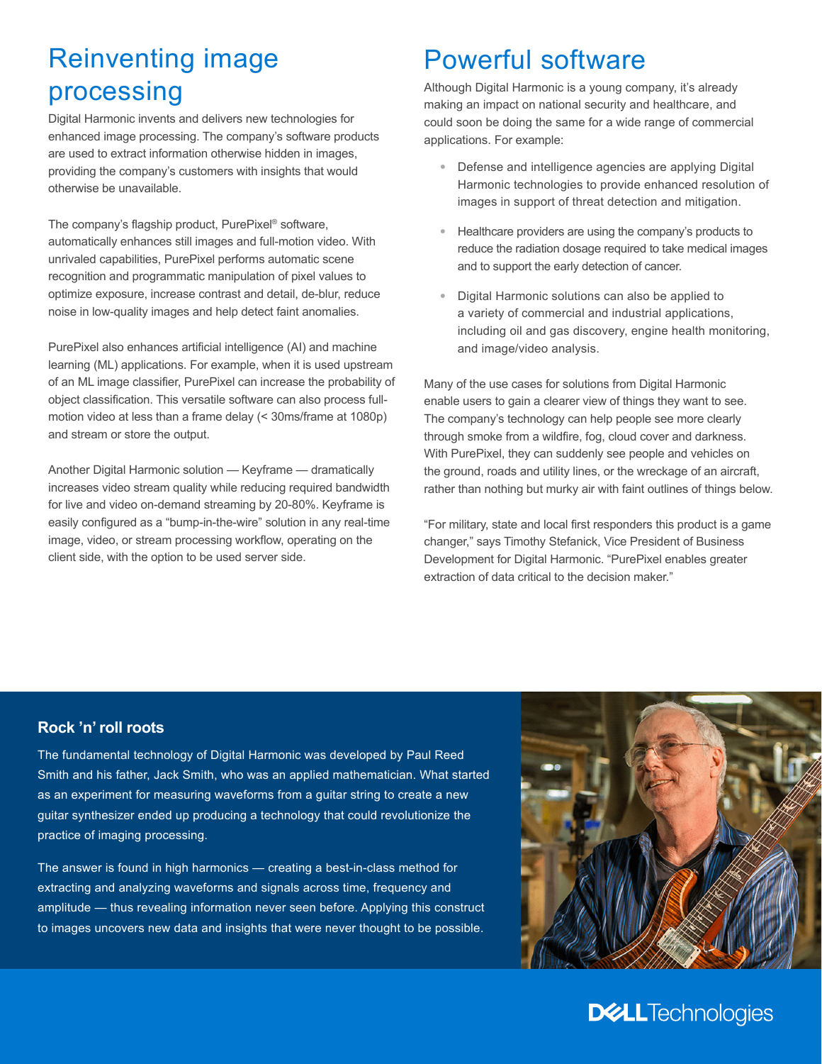# Reinventing image processing

Digital Harmonic invents and delivers new technologies for enhanced image processing. The company's software products are used to extract information otherwise hidden in images, providing the company's customers with insights that would otherwise be unavailable.

The company's flagship product, PurePixel® software, automatically enhances still images and full-motion video. With unrivaled capabilities, PurePixel performs automatic scene recognition and programmatic manipulation of pixel values to optimize exposure, increase contrast and detail, de-blur, reduce noise in low-quality images and help detect faint anomalies.

PurePixel also enhances artificial intelligence (AI) and machine learning (ML) applications. For example, when it is used upstream of an ML image classifier, PurePixel can increase the probability of object classification. This versatile software can also process full-motion video at less than a frame delay (< 30ms/frame at 1080p) and stream or store the output.

Another Digital Harmonic solution — Keyframe — dramatically increases video stream quality while reducing required bandwidth for live and video on-demand streaming by 20-80%. Keyframe is easily configured as a "bump-in-the-wire" solution in any real-time image, video, or stream processing workflow, operating on the client side, with the option to be used server side.

# Powerful software

Although Digital Harmonic is a young company, it's already making an impact on national security and healthcare, and could soon be doing the same for a wide range of commercial applications. For example:

- Defense and intelligence agencies are applying Digital Harmonic technologies to provide enhanced resolution of images in support of threat detection and mitigation.
- Healthcare providers are using the company's products to reduce the radiation dosage required to take medical images and to support the early detection of cancer.
- Digital Harmonic solutions can also be applied to a variety of commercial and industrial applications, including oil and gas discovery, engine health monitoring, and image/video analysis.

Many of the use cases for solutions from Digital Harmonic enable users to gain a clearer view of things they want to see. The company's technology can help people see more clearly through smoke from a wildfire, fog, cloud cover and darkness. With PurePixel, they can suddenly see people and vehicles on the ground, roads and utility lines, or the wreckage of an aircraft, rather than nothing but murky air with faint outlines of things below.

"For military, state and local first responders this product is a game changer," says Timothy Stefanick, Vice President of Business Development for Digital Harmonic. "PurePixel enables greater extraction of data critical to the decision maker."

### Rock 'n' roll roots

The fundamental technology of Digital Harmonic was developed by Paul Reed Smith and his father, Jack Smith, who was an applied mathematician. What started as an experiment for measuring waveforms from a guitar string to create a new guitar synthesizer ended up producing a technology that could revolutionize the practice of imaging processing.

The answer is found in high harmonics — creating a best-in-class method for extracting and analyzing waveforms and signals across time, frequency and amplitude — thus revealing information never seen before. Applying this construct to images uncovers new data and insights that were never thought to be possible.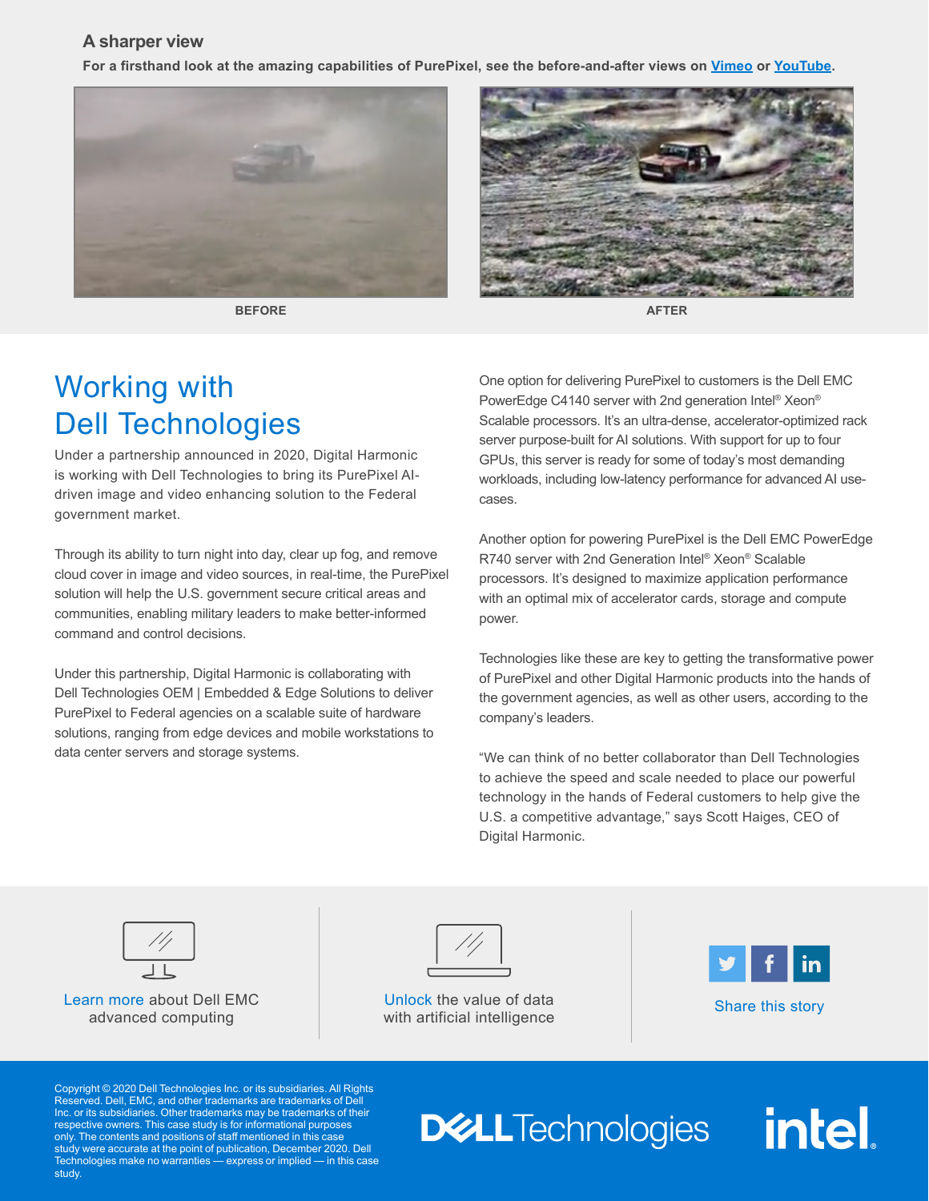### A sharper view

**For a firsthand look at the amazing capabilities of PurePixel, see the before-and-after views on Vimeo or YouTube.**

BEFORE

AFTER

## Working with Dell Technologies

Under a partnership announced in 2020, Digital Harmonic is working with Dell Technologies to bring its PurePixel AI-driven image and video enhancing solution to the Federal government market.

Through its ability to turn night into day, clear up fog, and remove cloud cover in image and video sources, in real-time, the PurePixel solution will help the U.S. government secure critical areas and communities, enabling military leaders to make better-informed command and control decisions.

Under this partnership, Digital Harmonic is collaborating with Dell Technologies OEM | Embedded & Edge Solutions to deliver PurePixel to Federal agencies on a scalable suite of hardware solutions, ranging from edge devices and mobile workstations to data center servers and storage systems.

One option for delivering PurePixel to customers is the Dell EMC PowerEdge C4140 server with 2nd generation Intel® Xeon® Scalable processors. It's an ultra-dense, accelerator-optimized rack server purpose-built for AI solutions. With support for up to four GPUs, this server is ready for some of today's most demanding workloads, including low-latency performance for advanced AI use-cases.

Another option for powering PurePixel is the Dell EMC PowerEdge R740 server with 2nd Generation Intel® Xeon® Scalable processors. It's designed to maximize application performance with an optimal mix of accelerator cards, storage and compute power.

Technologies like these are key to getting the transformative power of PurePixel and other Digital Harmonic products into the hands of the government agencies, as well as other users, according to the company's leaders.

"We can think of no better collaborator than Dell Technologies to achieve the speed and scale needed to place our powerful technology in the hands of Federal customers to help give the U.S. a competitive advantage," says Scott Haiges, CEO of Digital Harmonic.

Learn more about Dell EMC advanced computing

Unlock the value of data with artificial intelligence

Share this story

Copyright © 2020 Dell Technologies Inc. or its subsidiaries. All Rights Reserved. Dell, EMC, and other trademarks are trademarks of Dell Inc. or its subsidiaries. Other trademarks may be trademarks of their respective owners. This case study is for informational purposes only. The contents and positions of staff mentioned in this case study were accurate at the point of publication, December 2020. Dell Technologies make no warranties — express or implied — in this case study.